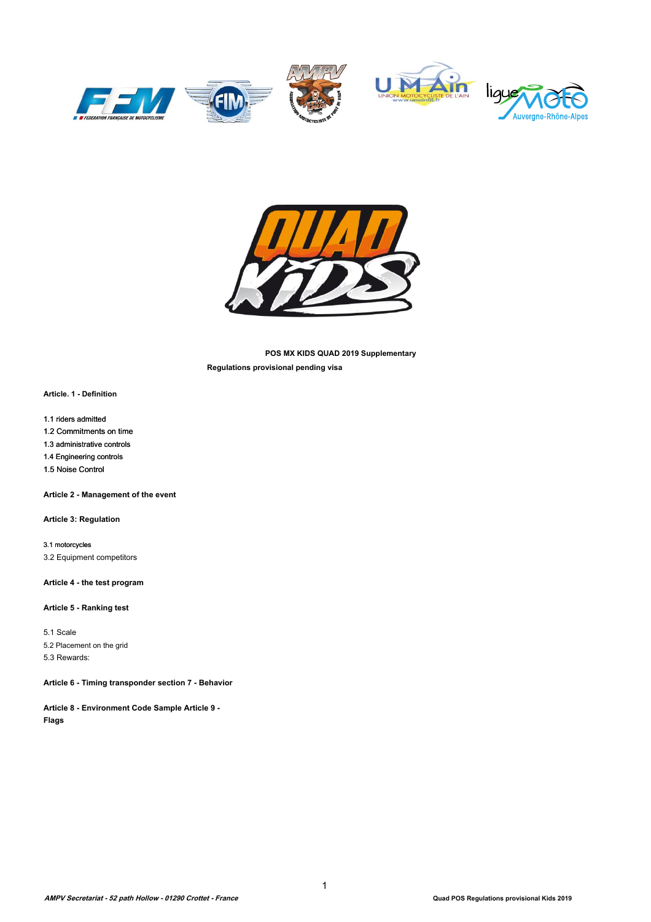**POS MX KIDS QUAD 2019 Supplementary**

**Regulations provisional pending visa**

**Article. 1 - Definition**

1.1 riders admitted
1.2 Commitments on time
1.3 administrative controls
1.4 Engineering controls
1.5 Noise Control

**Article 2 - Management of the event**

**Article 3: Regulation**

3.1 motorcycles
3.2 Equipment competitors

**Article 4 - the test program**

**Article 5 - Ranking test**

5.1 Scale
5.2 Placement on the grid
5.3 Rewards:

**Article 6 - Timing transponder section 7 - Behavior**

**Article 8 - Environment Code Sample Article 9 - Flags**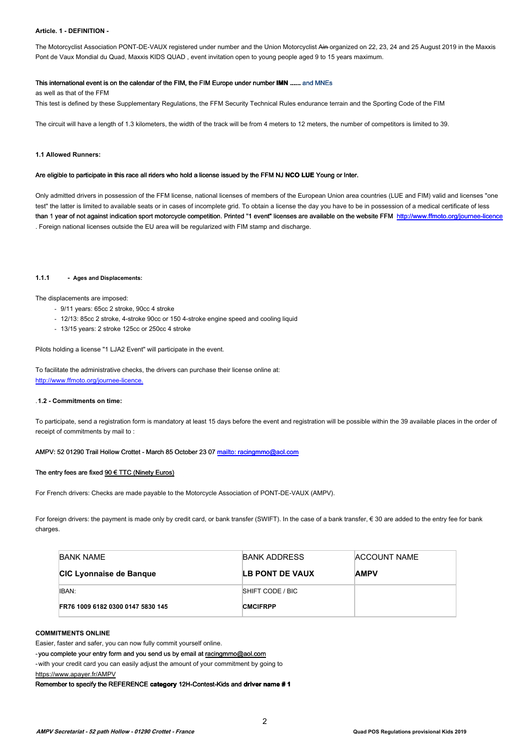**Article. 1 - DEFINITION -**

The Motorcyclist Association PONT-DE-VAUX registered under number and the Union Motorcyclist ~~Ain~~ organized on 22, 23, 24 and 25 August 2019 in the Maxxis Pont de Vaux Mondial du Quad, Maxxis KIDS QUAD , event invitation open to young people aged 9 to 15 years maximum.

This international event is on the calendar of the FIM, the FIM Europe under number **IMN ......** and MNEs

as well as that of the FFM

This test is defined by these Supplementary Regulations, the FFM Security Technical Rules endurance terrain and the Sporting Code of the FIM

The circuit will have a length of 1.3 kilometers, the width of the track will be from 4 meters to 12 meters, the number of competitors is limited to 39.

**1.1 Allowed Runners:**

Are eligible to participate in this race all riders who hold a license issued by the FFM NJ **NCO LUE** Young or Inter.

Only admitted drivers in possession of the FFM license, national licenses of members of the European Union area countries (LUE and FIM) valid and licenses "one test" the latter is limited to available seats or in cases of incomplete grid. To obtain a license the day you have to be in possession of a medical certificate of less than 1 year of not against indication sport motorcycle competition. Printed "1 event" licenses are available on the website FFM http://www.ffmoto.org/journee-licence . Foreign national licenses outside the EU area will be regularized with FIM stamp and discharge.

**1.1.1 - Ages and Displacements:**

The displacements are imposed:

- 9/11 years: 65cc 2 stroke, 90cc 4 stroke
- 12/13: 85cc 2 stroke, 4-stroke 90cc or 150 4-stroke engine speed and cooling liquid
- 13/15 years: 2 stroke 125cc or 250cc 4 stroke

Pilots holding a license "1 LJA2 Event" will participate in the event.

To facilitate the administrative checks, the drivers can purchase their license online at:
http://www.ffmoto.org/journee-licence.

.**1.2 - Commitments on time:**

To participate, send a registration form is mandatory at least 15 days before the event and registration will be possible within the 39 available places in the order of receipt of commitments by mail to :

AMPV: 52 01290 Trail Hollow Crottet - March 85 October 23 07 mailto: racingmmo@aol.com

The entry fees are fixed 90 € TTC (Ninety Euros)

For French drivers: Checks are made payable to the Motorcycle Association of PONT-DE-VAUX (AMPV).

For foreign drivers: the payment is made only by credit card, or bank transfer (SWIFT). In the case of a bank transfer, € 30 are added to the entry fee for bank charges.

| BANK NAME<br>**CIC Lyonnaise de Banque** | BANK ADDRESS<br>**LB PONT DE VAUX** | ACCOUNT NAME<br>**AMPV** |
|---|---|---|
| IBAN:<br>**FR76 1009 6182 0300 0147 5830 145** | SHIFT CODE / BIC<br>**CMCIFRPP** | |

**COMMITMENTS ONLINE**

Easier, faster and safer, you can now fully commit yourself online.

- you complete your entry form and you send us by email at racingmmo@aol.com
- with your credit card you can easily adjust the amount of your commitment by going to https://www.apayer.fr/AMPV

Remember to specify the REFERENCE **category** 12H-Contest-Kids and **driver name # 1**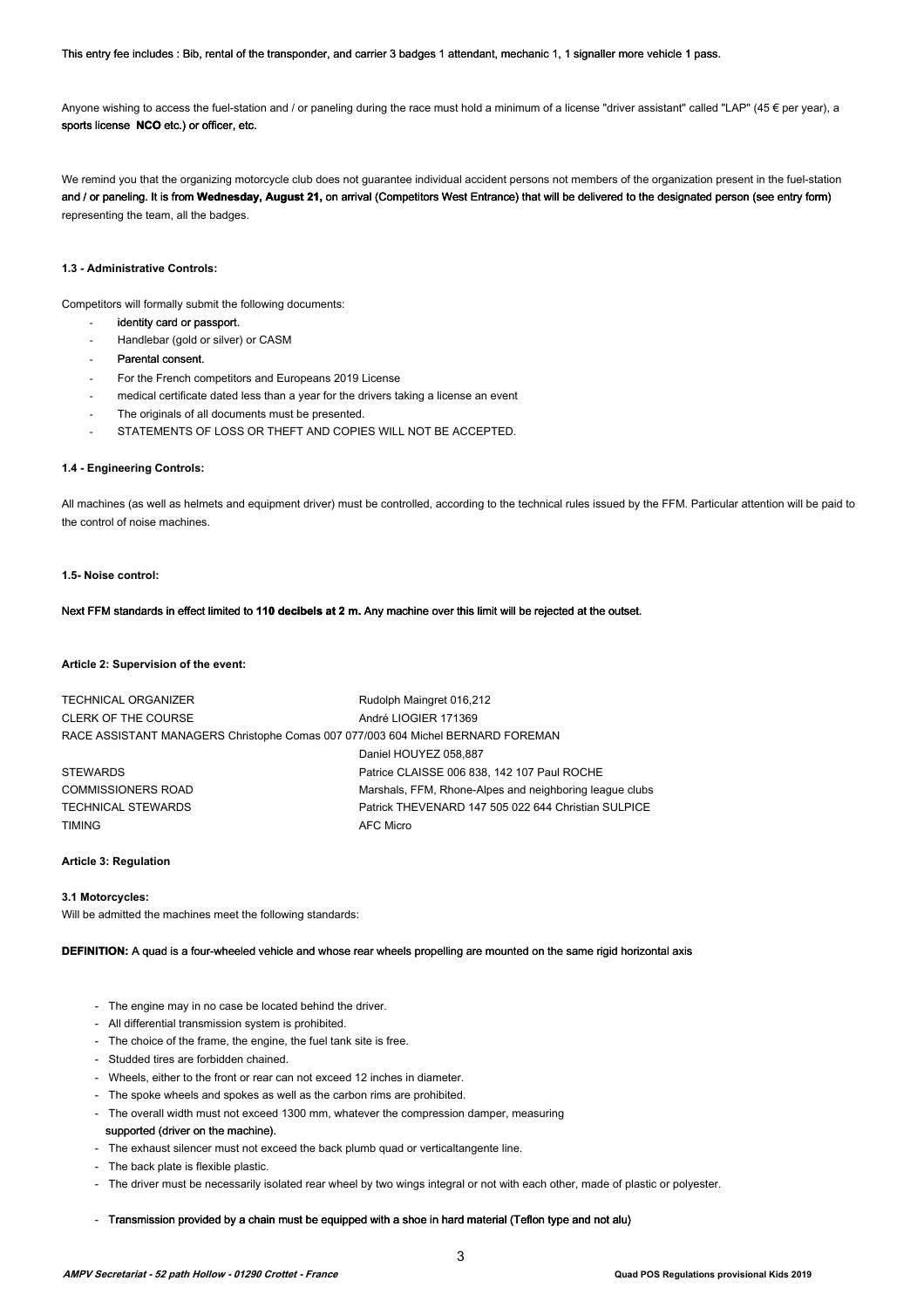This entry fee includes : Bib, rental of the transponder, and carrier 3 badges 1 attendant, mechanic 1, 1 signaller more vehicle 1 pass.

Anyone wishing to access the fuel-station and / or paneling during the race must hold a minimum of a license "driver assistant" called "LAP" (45 € per year), a sports license **NCO** etc.) or officer, etc.

We remind you that the organizing motorcycle club does not guarantee individual accident persons not members of the organization present in the fuel-station and / or paneling. It is from **Wednesday, August 21,** on arrival (Competitors West Entrance) that will be delivered to the designated person (see entry form) representing the team, all the badges.

#### 1.3 - Administrative Controls:

Competitors will formally submit the following documents:

- identity card or passport.
- Handlebar (gold or silver) or CASM
- Parental consent.
- For the French competitors and Europeans 2019 License
- medical certificate dated less than a year for the drivers taking a license an event
- The originals of all documents must be presented.
- STATEMENTS OF LOSS OR THEFT AND COPIES WILL NOT BE ACCEPTED.

#### 1.4 - Engineering Controls:

All machines (as well as helmets and equipment driver) must be controlled, according to the technical rules issued by the FFM. Particular attention will be paid to the control of noise machines.

#### 1.5- Noise control:

Next FFM standards in effect limited to **110 decibels at 2 m.** Any machine over this limit will be rejected at the outset.

### Article 2: Supervision of the event:

| | |
|---|---|
| TECHNICAL ORGANIZER | Rudolph Maingret 016,212 |
| CLERK OF THE COURSE | André LIOGIER 171369 |
| RACE ASSISTANT MANAGERS Christophe Comas 007 077/003 604 Michel BERNARD FOREMAN | |
| | Daniel HOUYEZ 058,887 |
| STEWARDS | Patrice CLAISSE 006 838, 142 107 Paul ROCHE |
| COMMISSIONERS ROAD | Marshals, FFM, Rhone-Alpes and neighboring league clubs |
| TECHNICAL STEWARDS | Patrick THEVENARD 147 505 022 644 Christian SULPICE |
| TIMING | AFC Micro |

### Article 3: Regulation

#### 3.1 Motorcycles:

Will be admitted the machines meet the following standards:

**DEFINITION:** A quad is a four-wheeled vehicle and whose rear wheels propelling are mounted on the same rigid horizontal axis

- The engine may in no case be located behind the driver.
- All differential transmission system is prohibited.
- The choice of the frame, the engine, the fuel tank site is free.
- Studded tires are forbidden chained.
- Wheels, either to the front or rear can not exceed 12 inches in diameter.
- The spoke wheels and spokes as well as the carbon rims are prohibited.
- The overall width must not exceed 1300 mm, whatever the compression damper, measuring supported (driver on the machine).
- The exhaust silencer must not exceed the back plumb quad or verticaltangente line.
- The back plate is flexible plastic.
- The driver must be necessarily isolated rear wheel by two wings integral or not with each other, made of plastic or polyester.
- Transmission provided by a chain must be equipped with a shoe in hard material (Teflon type and not alu)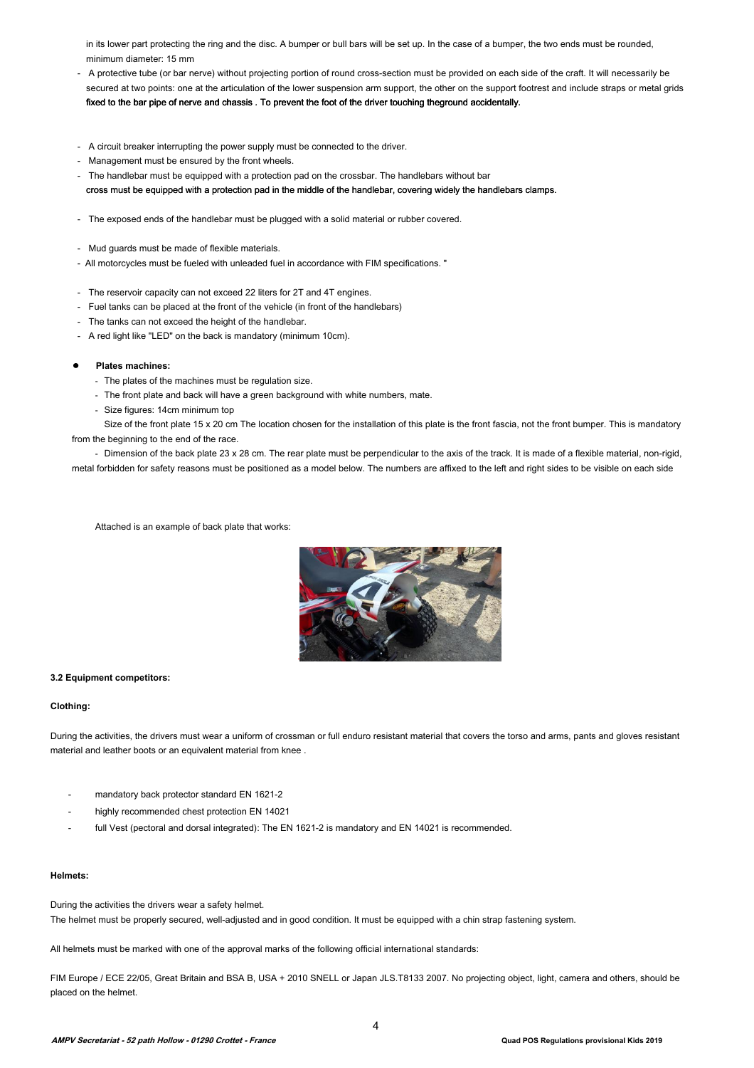in its lower part protecting the ring and the disc. A bumper or bull bars will be set up. In the case of a bumper, the two ends must be rounded, minimum diameter: 15 mm

- A protective tube (or bar nerve) without projecting portion of round cross-section must be provided on each side of the craft. It will necessarily be secured at two points: one at the articulation of the lower suspension arm support, the other on the support footrest and include straps or metal grids fixed to the bar pipe of nerve and chassis . To prevent the foot of the driver touching theground accidentally.

- A circuit breaker interrupting the power supply must be connected to the driver.
- Management must be ensured by the front wheels.
- The handlebar must be equipped with a protection pad on the crossbar. The handlebars without bar cross must be equipped with a protection pad in the middle of the handlebar, covering widely the handlebars clamps.

- The exposed ends of the handlebar must be plugged with a solid material or rubber covered.

- Mud guards must be made of flexible materials.
- All motorcycles must be fueled with unleaded fuel in accordance with FIM specifications. "

- The reservoir capacity can not exceed 22 liters for 2T and 4T engines.
- Fuel tanks can be placed at the front of the vehicle (in front of the handlebars)
- The tanks can not exceed the height of the handlebar.
- A red light like "LED" on the back is mandatory (minimum 10cm).

- **Plates machines:**
  - The plates of the machines must be regulation size.
  - The front plate and back will have a green background with white numbers, mate.
  - Size figures: 14cm minimum top

    Size of the front plate 15 x 20 cm The location chosen for the installation of this plate is the front fascia, not the front bumper. This is mandatory from the beginning to the end of the race.

  - Dimension of the back plate 23 x 28 cm. The rear plate must be perpendicular to the axis of the track. It is made of a flexible material, non-rigid, metal forbidden for safety reasons must be positioned as a model below. The numbers are affixed to the left and right sides to be visible on each side

Attached is an example of back plate that works:

**3.2 Equipment competitors:**

**Clothing:**

During the activities, the drivers must wear a uniform of crossman or full enduro resistant material that covers the torso and arms, pants and gloves resistant material and leather boots or an equivalent material from knee .

- mandatory back protector standard EN 1621-2
- highly recommended chest protection EN 14021
- full Vest (pectoral and dorsal integrated): The EN 1621-2 is mandatory and EN 14021 is recommended.

**Helmets:**

During the activities the drivers wear a safety helmet.
The helmet must be properly secured, well-adjusted and in good condition. It must be equipped with a chin strap fastening system.

All helmets must be marked with one of the approval marks of the following official international standards:

FIM Europe / ECE 22/05, Great Britain and BSA B, USA + 2010 SNELL or Japan JLS.T8133 2007. No projecting object, light, camera and others, should be placed on the helmet.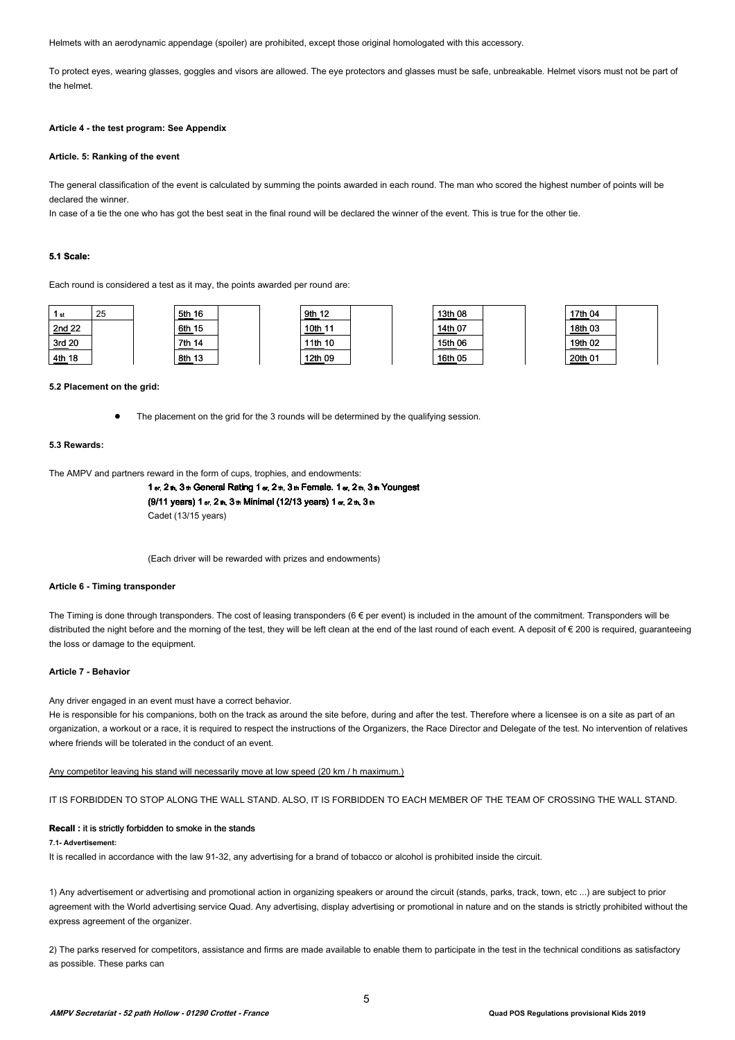Helmets with an aerodynamic appendage (spoiler) are prohibited, except those original homologated with this accessory.

To protect eyes, wearing glasses, goggles and visors are allowed. The eye protectors and glasses must be safe, unbreakable. Helmet visors must not be part of the helmet.

**Article 4 - the test program: See Appendix**

**Article. 5: Ranking of the event**

The general classification of the event is calculated by summing the points awarded in each round. The man who scored the highest number of points will be declared the winner.

In case of a tie the one who has got the best seat in the final round will be declared the winner of the event. This is true for the other tie.

**5.1 Scale:**

Each round is considered a test as it may, the points awarded per round are:

| | | | | | | | | | |
|---|---|---|---|---|---|---|---|---|---|
| 1 st | 25 | 5th 16 | | 9th 12 | | 13th 08 | | 17th 04 | |
| 2nd 22 | | 6th 15 | | 10th 11 | | 14th 07 | | 18th 03 | |
| 3rd 20 | | 7th 14 | | 11th 10 | | 15th 06 | | 19th 02 | |
| 4th 18 | | 8th 13 | | 12th 09 | | 16th 05 | | 20th 01 | |

**5.2 Placement on the grid:**

- The placement on the grid for the 3 rounds will be determined by the qualifying session.

**5.3 Rewards:**

The AMPV and partners reward in the form of cups, trophies, and endowments:

1 er, 2 th, 3 th General Rating 1 er, 2 th, 3 th Female. 1 er, 2 th, 3 th Youngest (9/11 years) 1 er, 2 th, 3 th Minimal (12/13 years) 1 er, 2 th, 3 th Cadet (13/15 years)

(Each driver will be rewarded with prizes and endowments)

**Article 6 - Timing transponder**

The Timing is done through transponders. The cost of leasing transponders (6 € per event) is included in the amount of the commitment. Transponders will be distributed the night before and the morning of the test, they will be left clean at the end of the last round of each event. A deposit of € 200 is required, guaranteeing the loss or damage to the equipment.

**Article 7 - Behavior**

Any driver engaged in an event must have a correct behavior.

He is responsible for his companions, both on the track as around the site before, during and after the test. Therefore where a licensee is on a site as part of an organization, a workout or a race, it is required to respect the instructions of the Organizers, the Race Director and Delegate of the test. No intervention of relatives where friends will be tolerated in the conduct of an event.

Any competitor leaving his stand will necessarily move at low speed (20 km / h maximum.)

IT IS FORBIDDEN TO STOP ALONG THE WALL STAND. ALSO, IT IS FORBIDDEN TO EACH MEMBER OF THE TEAM OF CROSSING THE WALL STAND.

**Recall :** it is strictly forbidden to smoke in the stands

**7.1- Advertisement:**

It is recalled in accordance with the law 91-32, any advertising for a brand of tobacco or alcohol is prohibited inside the circuit.

1) Any advertisement or advertising and promotional action in organizing speakers or around the circuit (stands, parks, track, town, etc ...) are subject to prior agreement with the World advertising service Quad. Any advertising, display advertising or promotional in nature and on the stands is strictly prohibited without the express agreement of the organizer.

2) The parks reserved for competitors, assistance and firms are made available to enable them to participate in the test in the technical conditions as satisfactory as possible. These parks can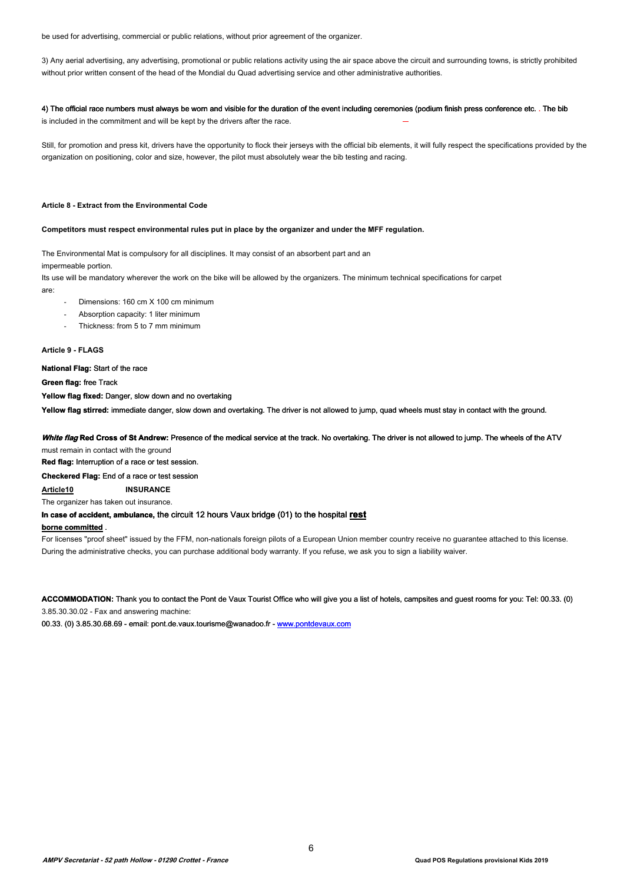be used for advertising, commercial or public relations, without prior agreement of the organizer.

3) Any aerial advertising, any advertising, promotional or public relations activity using the air space above the circuit and surrounding towns, is strictly prohibited without prior written consent of the head of the Mondial du Quad advertising service and other administrative authorities.

4) The official race numbers must always be worn and visible for the duration of the event including ceremonies (podium finish press conference etc. . The bib is included in the commitment and will be kept by the drivers after the race.

Still, for promotion and press kit, drivers have the opportunity to flock their jerseys with the official bib elements, it will fully respect the specifications provided by the organization on positioning, color and size, however, the pilot must absolutely wear the bib testing and racing.

**Article 8 - Extract from the Environmental Code**

**Competitors must respect environmental rules put in place by the organizer and under the MFF regulation.**

The Environmental Mat is compulsory for all disciplines. It may consist of an absorbent part and an impermeable portion.
Its use will be mandatory wherever the work on the bike will be allowed by the organizers. The minimum technical specifications for carpet are:

- Dimensions: 160 cm X 100 cm minimum
- Absorption capacity: 1 liter minimum
- Thickness: from 5 to 7 mm minimum

**Article 9 - FLAGS**

**National Flag:** Start of the race

**Green flag:** free Track

**Yellow flag fixed:** Danger, slow down and no overtaking

**Yellow flag stirred:** immediate danger, slow down and overtaking. The driver is not allowed to jump, quad wheels must stay in contact with the ground.

***White flag* Red Cross of St Andrew:** Presence of the medical service at the track. No overtaking. The driver is not allowed to jump. The wheels of the ATV must remain in contact with the ground

**Red flag:** Interruption of a race or test session.

**Checkered Flag:** End of a race or test session

**Article10** **INSURANCE**

The organizer has taken out insurance.

**In case of accident, ambulance,** the circuit 12 hours Vaux bridge (01) to the hospital **rest borne committed** .

For licenses "proof sheet" issued by the FFM, non-nationals foreign pilots of a European Union member country receive no guarantee attached to this license. During the administrative checks, you can purchase additional body warranty. If you refuse, we ask you to sign a liability waiver.

**ACCOMMODATION:** Thank you to contact the Pont de Vaux Tourist Office who will give you a list of hotels, campsites and guest rooms for you: Tel: 00.33. (0) 3.85.30.30.02 - Fax and answering machine:
00.33. (0) 3.85.30.68.69 - email: pont.de.vaux.tourisme@wanadoo.fr - www.pontdevaux.com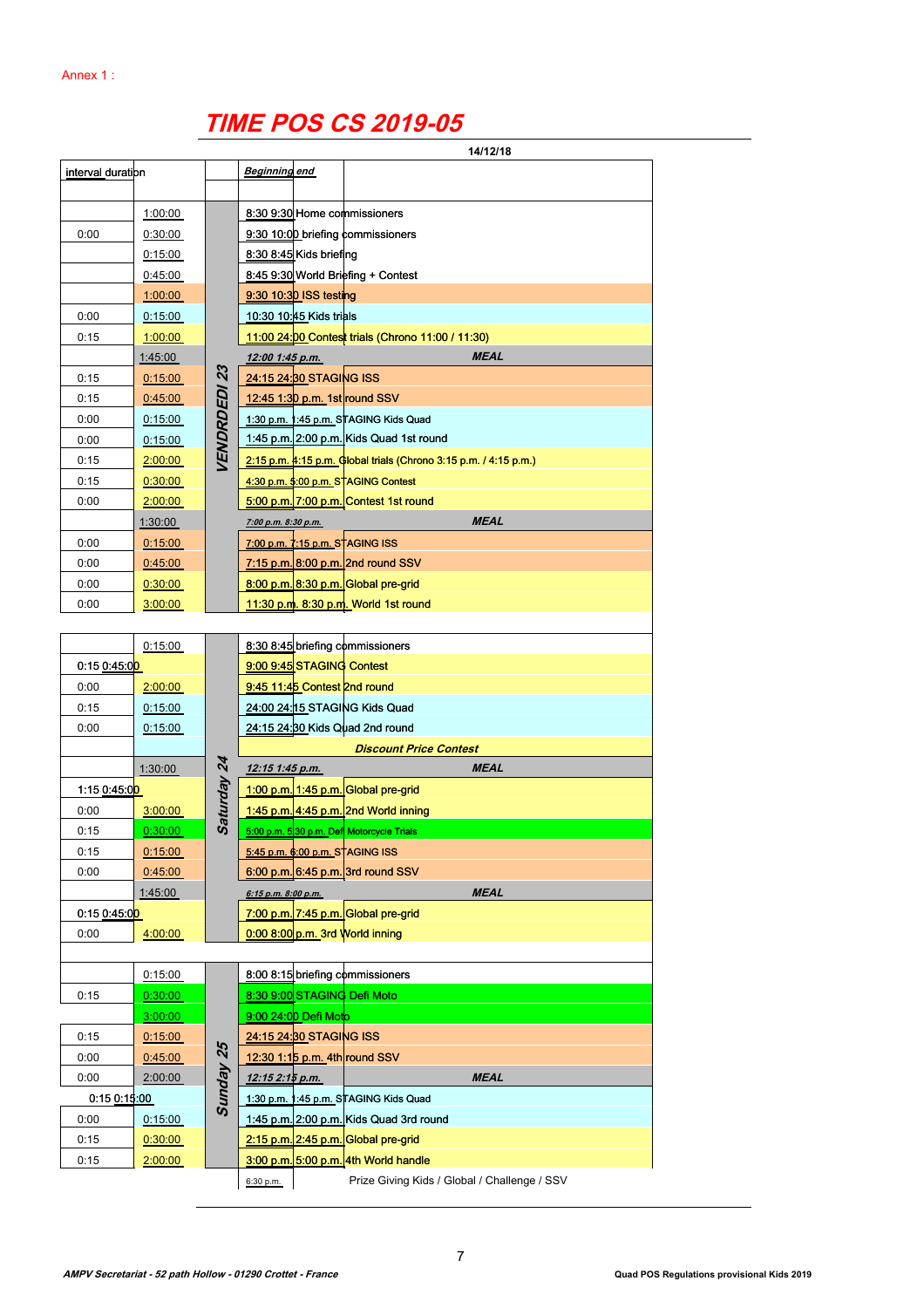Annex 1 :

# TIME POS CS 2019-05

14/12/18

| interval | duration | | Beginning | end | |
|---|---|---|---|---|---|
| | | | | | |
| | 1:00:00 | VENDRDEDI 23 | 8:30 | 9:30 | Home commissioners |
| 0:00 | 0:30:00 | | 9:30 | 10:00 | briefing commissioners |
| | 0:15:00 | | 8:30 | 8:45 | Kids briefing |
| | 0:45:00 | | 8:45 | 9:30 | World Briefing + Contest |
| | 1:00:00 | | 9:30 | 10:30 | ISS testing |
| 0:00 | 0:15:00 | | 10:30 | 10:45 | Kids trials |
| 0:15 | 1:00:00 | | 11:00 | 24:00 | Contest trials (Chrono 11:00 / 11:30) |
| | 1:45:00 | | 12:00 | 1:45 p.m. | MEAL |
| 0:15 | 0:15:00 | | 24:15 | 24:30 | STAGING ISS |
| 0:15 | 0:45:00 | | 12:45 | 1:30 p.m. | 1st round SSV |
| 0:00 | 0:15:00 | | 1:30 p.m. | 1:45 p.m. | STAGING Kids Quad |
| 0:00 | 0:15:00 | | 1:45 p.m. | 2:00 p.m. | Kids Quad 1st round |
| 0:15 | 2:00:00 | | 2:15 p.m. | 4:15 p.m. | Global trials (Chrono 3:15 p.m. / 4:15 p.m.) |
| 0:15 | 0:30:00 | | 4:30 p.m. | 5:00 p.m. | STAGING Contest |
| 0:00 | 2:00:00 | | 5:00 p.m. | 7:00 p.m. | Contest 1st round |
| | 1:30:00 | | 7:00 p.m. | 8:30 p.m. | MEAL |
| 0:00 | 0:15:00 | | 7:00 p.m. | 7:15 p.m. | STAGING ISS |
| 0:00 | 0:45:00 | | 7:15 p.m. | 8:00 p.m. | 2nd round SSV |
| 0:00 | 0:30:00 | | 8:00 p.m. | 8:30 p.m. | Global pre-grid |
| 0:00 | 3:00:00 | | 11:30 p.m. | 8:30 p.m. | World 1st round |
| | | | | | |
| | 0:15:00 | Saturday 24 | 8:30 | 8:45 | briefing commissioners |
| 0:15 | 0:45:00 | | 9:00 | 9:45 | STAGING Contest |
| 0:00 | 2:00:00 | | 9:45 | 11:45 | Contest 2nd round |
| 0:15 | 0:15:00 | | 24:00 | 24:15 | STAGING Kids Quad |
| 0:00 | 0:15:00 | | 24:15 | 24:30 | Kids Quad 2nd round |
| | | | | | Discount Price Contest |
| | 1:30:00 | | 12:15 | 1:45 p.m. | MEAL |
| 1:15 | 0:45:00 | | 1:00 p.m. | 1:45 p.m. | Global pre-grid |
| 0:00 | 3:00:00 | | 1:45 p.m. | 4:45 p.m. | 2nd World inning |
| 0:15 | 0:30:00 | | 5:00 p.m. | 5:30 p.m. | Defi Motorcycle Trials |
| 0:15 | 0:15:00 | | 5:45 p.m. | 6:00 p.m. | STAGING ISS |
| 0:00 | 0:45:00 | | 6:00 p.m. | 6:45 p.m. | 3rd round SSV |
| | 1:45:00 | | 6:15 p.m. | 8:00 p.m. | MEAL |
| 0:15 | 0:45:00 | | 7:00 p.m. | 7:45 p.m. | Global pre-grid |
| 0:00 | 4:00:00 | | 0:00 | 8:00 p.m. | 3rd World inning |
| | | | | | |
| | 0:15:00 | Sunday 25 | 8:00 | 8:15 | briefing commissioners |
| 0:15 | 0:30:00 | | 8:30 | 9:00 | STAGING Defi Moto |
| | 3:00:00 | | 9:00 | 24:00 | Defi Moto |
| 0:15 | 0:15:00 | | 24:15 | 24:30 | STAGING ISS |
| 0:00 | 0:45:00 | | 12:30 | 1:15 p.m. | 4th round SSV |
| 0:00 | 2:00:00 | | 12:15 | 2:15 p.m. | MEAL |
| 0:15 | 0:15:00 | | 1:30 p.m. | 1:45 p.m. | STAGING Kids Quad |
| 0:00 | 0:15:00 | | 1:45 p.m. | 2:00 p.m. | Kids Quad 3rd round |
| 0:15 | 0:30:00 | | 2:15 p.m. | 2:45 p.m. | Global pre-grid |
| 0:15 | 2:00:00 | | 3:00 p.m. | 5:00 p.m. | 4th World handle |
| | | | 6:30 p.m. | | Prize Giving Kids / Global / Challenge / SSV |

AMPV Secretariat - 52 path Hollow - 01290 Crottet - France

Quad POS Regulations provisional Kids 2019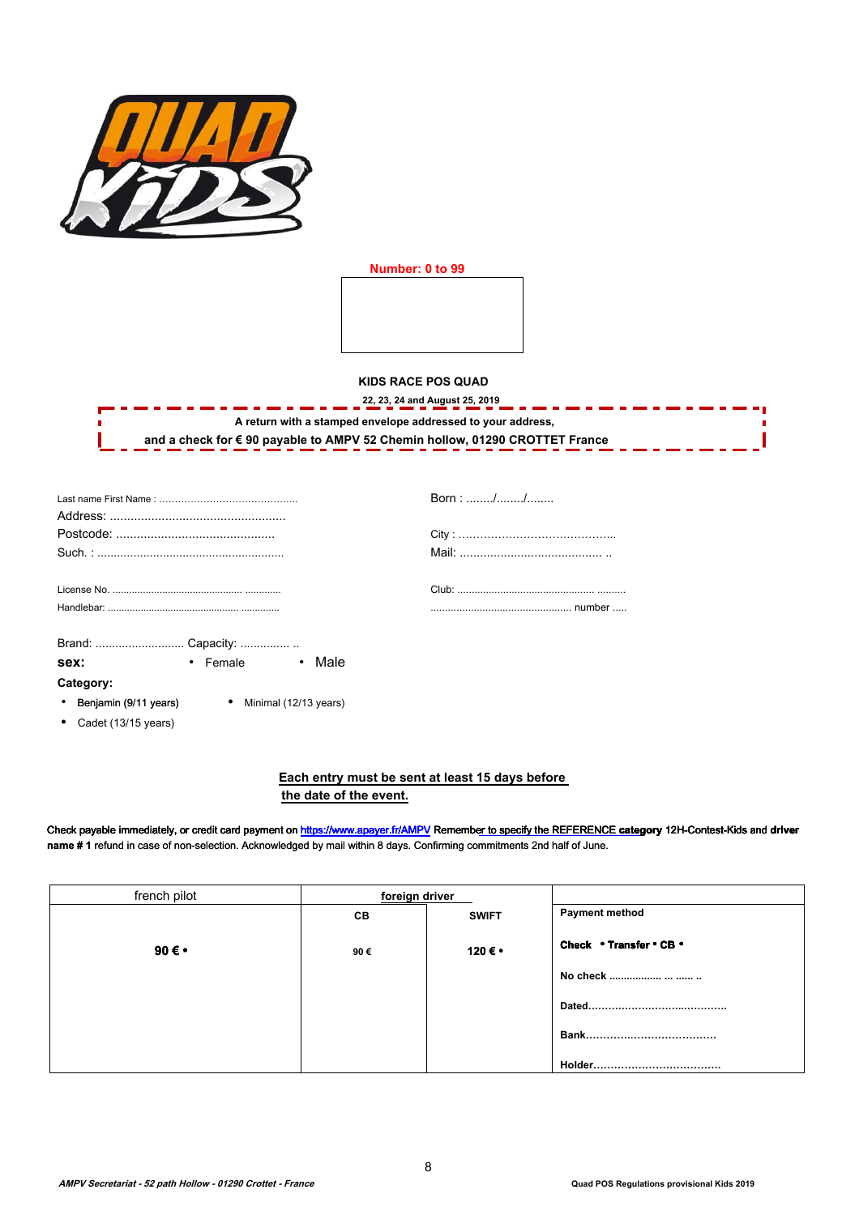**Number: 0 to 99**

**KIDS RACE POS QUAD**

**22, 23, 24 and August 25, 2019**

**A return with a stamped envelope addressed to your address,**
**and a check for € 90 payable to AMPV 52 Chemin hollow, 01290 CROTTET France**

Last name First Name : ............................................

Born : ......../......../........

Address: ...................................................

Postcode: ..............................................

City : ………………………………………..

Such. : .......................................................

Mail: .......................................... ..

License No. ............................................. ............

Club: ................................................ ..........

Handlebar: .............................................. .............

................................................ number .....

Brand: ........................... Capacity: ............... ..

**sex:**
- Female
- Male

**Category:**

- Benjamin (9/11 years)
- Minimal (12/13 years)
- Cadet (13/15 years)

**Each entry must be sent at least 15 days before the date of the event.**

Check payable immediately, or credit card payment on https://www.apayer.fr/AMPV Remember to specify the REFERENCE category 12H-Contest-Kids and driver name # 1 refund in case of non-selection. Acknowledged by mail within 8 days. Confirming commitments 2nd half of June.

| french pilot | foreign driver | | |
|---|---|---|---|
| | **CB** | **SWIFT** | **Payment method** |
| **90 € •** | **90 €** | **120 € •** | **Check • Transfer • CB •** |
| | | | **No check .................. ... ...... ..** |
| | | | **Dated……………………….……………** |
| | | | **Bank…………………………………** |
| | | | **Holder……………………………….** |

*AMPV Secretariat - 52 path Hollow - 01290 Crottet - France*

**Quad POS Regulations provisional Kids 2019**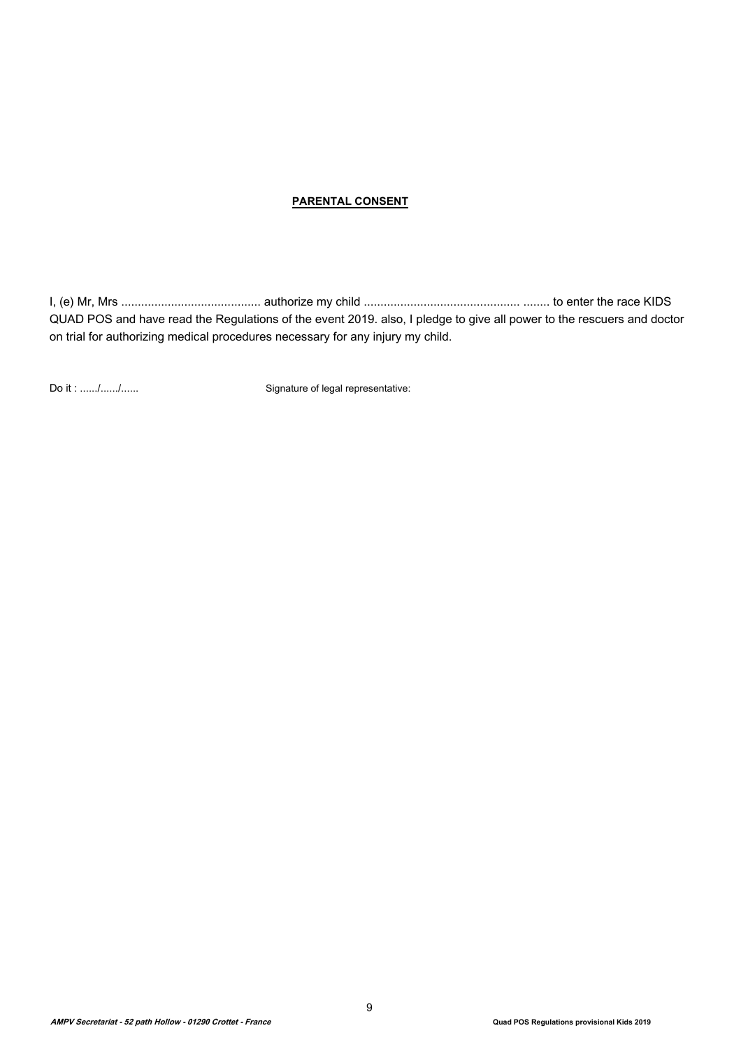**PARENTAL CONSENT**

I, (e) Mr, Mrs .......................................... authorize my child ............................................... ........ to enter the race KIDS QUAD POS and have read the Regulations of the event 2019. also, I pledge to give all power to the rescuers and doctor on trial for authorizing medical procedures necessary for any injury my child.

Do it : ....../....../......                                        Signature of legal representative: